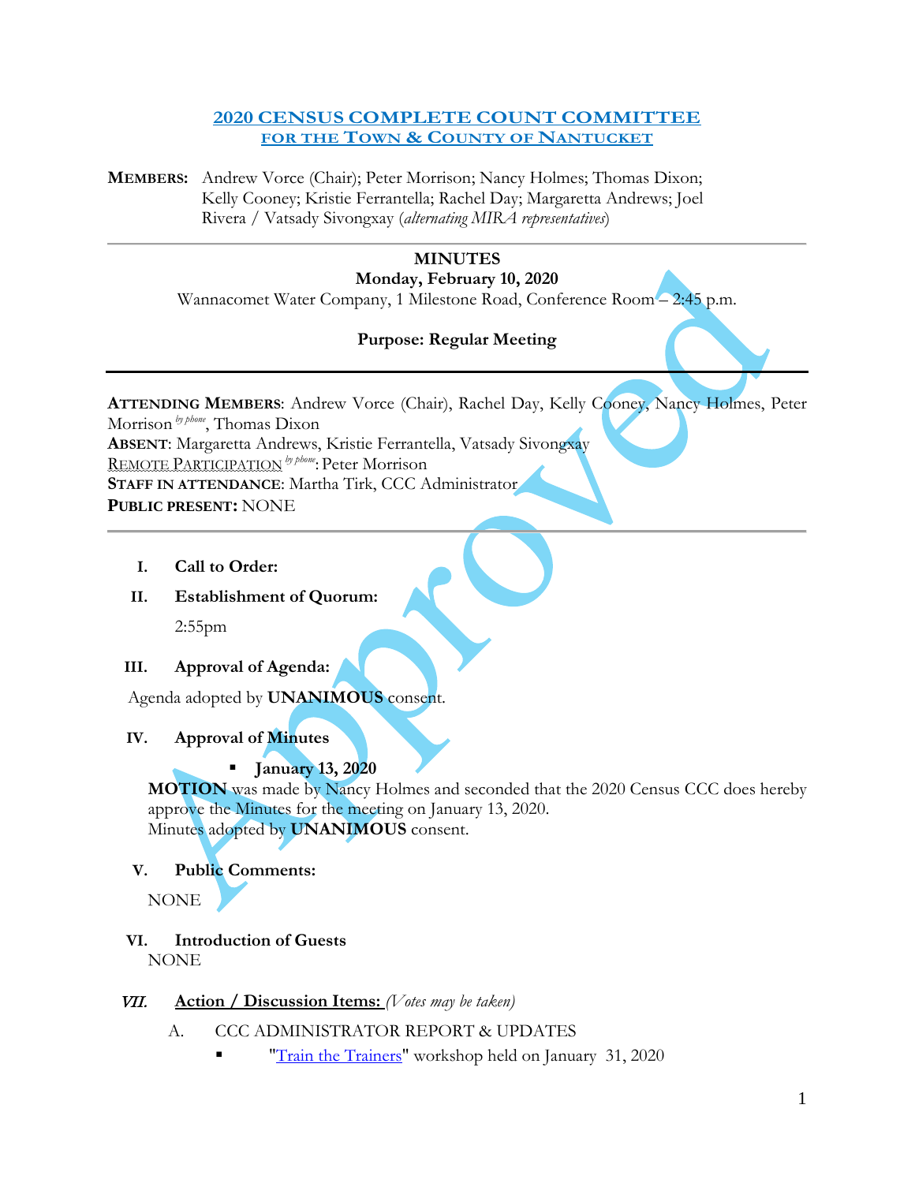# 2020 CENSUS COMPLETE COUNT COMMITTEE
## FOR THE TOWN & COUNTY OF NANTUCKET

**MEMBERS:** Andrew Vorce (Chair); Peter Morrison; Nancy Holmes; Thomas Dixon; Kelly Cooney; Kristie Ferrantella; Rachel Day; Margaretta Andrews; Joel Rivera / Vatsady Sivongxay (*alternating MIRA representatives*)

---

**MINUTES**
**Monday, February 10, 2020**
Wannacomet Water Company, 1 Milestone Road, Conference Room – 2:45 p.m.

**Purpose: Regular Meeting**

---

**ATTENDING MEMBERS**: Andrew Vorce (Chair), Rachel Day, Kelly Cooney, Nancy Holmes, Peter Morrison *by phone*, Thomas Dixon
**ABSENT**: Margaretta Andrews, Kristie Ferrantella, Vatsady Sivongxay
REMOTE PARTICIPATION *by phone*: Peter Morrison
**STAFF IN ATTENDANCE**: Martha Tirk, CCC Administrator
**PUBLIC PRESENT:** NONE

---

I. **Call to Order:**

II. **Establishment of Quorum:**

2:55pm

III. **Approval of Agenda:**

Agenda adopted by **UNANIMOUS** consent.

IV. **Approval of Minutes**

- **January 13, 2020**

**MOTION** was made by Nancy Holmes and seconded that the 2020 Census CCC does hereby approve the Minutes for the meeting on January 13, 2020.
Minutes adopted by **UNANIMOUS** consent.

V. **Public Comments:**

NONE

VI. **Introduction of Guests**

NONE

VII. **Action / Discussion Items:** *(Votes may be taken)*

A. CCC ADMINISTRATOR REPORT & UPDATES

- "Train the Trainers" workshop held on January 31, 2020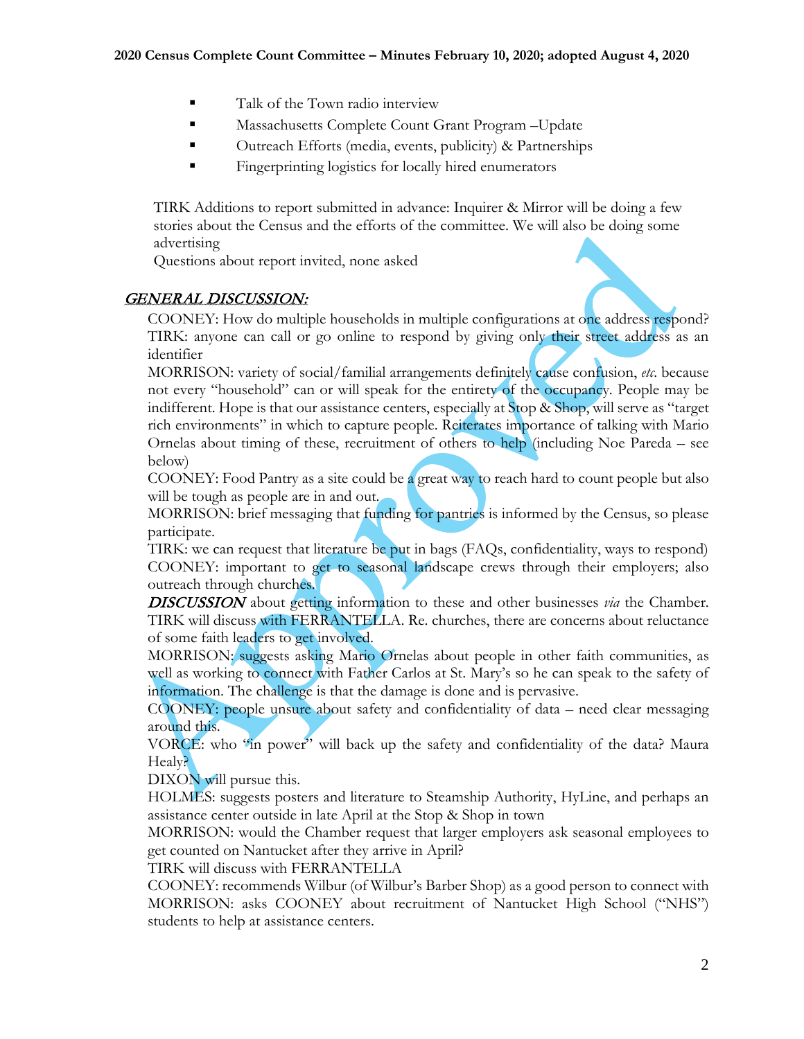- Talk of the Town radio interview
- Massachusetts Complete Count Grant Program –Update
- Outreach Efforts (media, events, publicity) & Partnerships
- Fingerprinting logistics for locally hired enumerators

TIRK Additions to report submitted in advance: Inquirer & Mirror will be doing a few stories about the Census and the efforts of the committee. We will also be doing some advertising

Questions about report invited, none asked

## *GENERAL DISCUSSION:*

COONEY: How do multiple households in multiple configurations at one address respond?

TIRK: anyone can call or go online to respond by giving only their street address as an identifier

MORRISON: variety of social/familial arrangements definitely cause confusion, *etc.* because not every "household" can or will speak for the entirety of the occupancy. People may be indifferent. Hope is that our assistance centers, especially at Stop & Shop, will serve as "target rich environments" in which to capture people. Reiterates importance of talking with Mario Ornelas about timing of these, recruitment of others to help (including Noe Pareda – see below)

COONEY: Food Pantry as a site could be a great way to reach hard to count people but also will be tough as people are in and out.

MORRISON: brief messaging that funding for pantries is informed by the Census, so please participate.

TIRK: we can request that literature be put in bags (FAQs, confidentiality, ways to respond)

COONEY: important to get to seasonal landscape crews through their employers; also outreach through churches.

***DISCUSSION*** about getting information to these and other businesses *via* the Chamber. TIRK will discuss with FERRANTELLA. Re. churches, there are concerns about reluctance of some faith leaders to get involved.

MORRISON: suggests asking Mario Ornelas about people in other faith communities, as well as working to connect with Father Carlos at St. Mary's so he can speak to the safety of information. The challenge is that the damage is done and is pervasive.

COONEY: people unsure about safety and confidentiality of data – need clear messaging around this.

VORCE: who "in power" will back up the safety and confidentiality of the data? Maura Healy?

DIXON will pursue this.

HOLMES: suggests posters and literature to Steamship Authority, HyLine, and perhaps an assistance center outside in late April at the Stop & Shop in town

MORRISON: would the Chamber request that larger employers ask seasonal employees to get counted on Nantucket after they arrive in April?

TIRK will discuss with FERRANTELLA

COONEY: recommends Wilbur (of Wilbur's Barber Shop) as a good person to connect with

MORRISON: asks COONEY about recruitment of Nantucket High School ("NHS") students to help at assistance centers.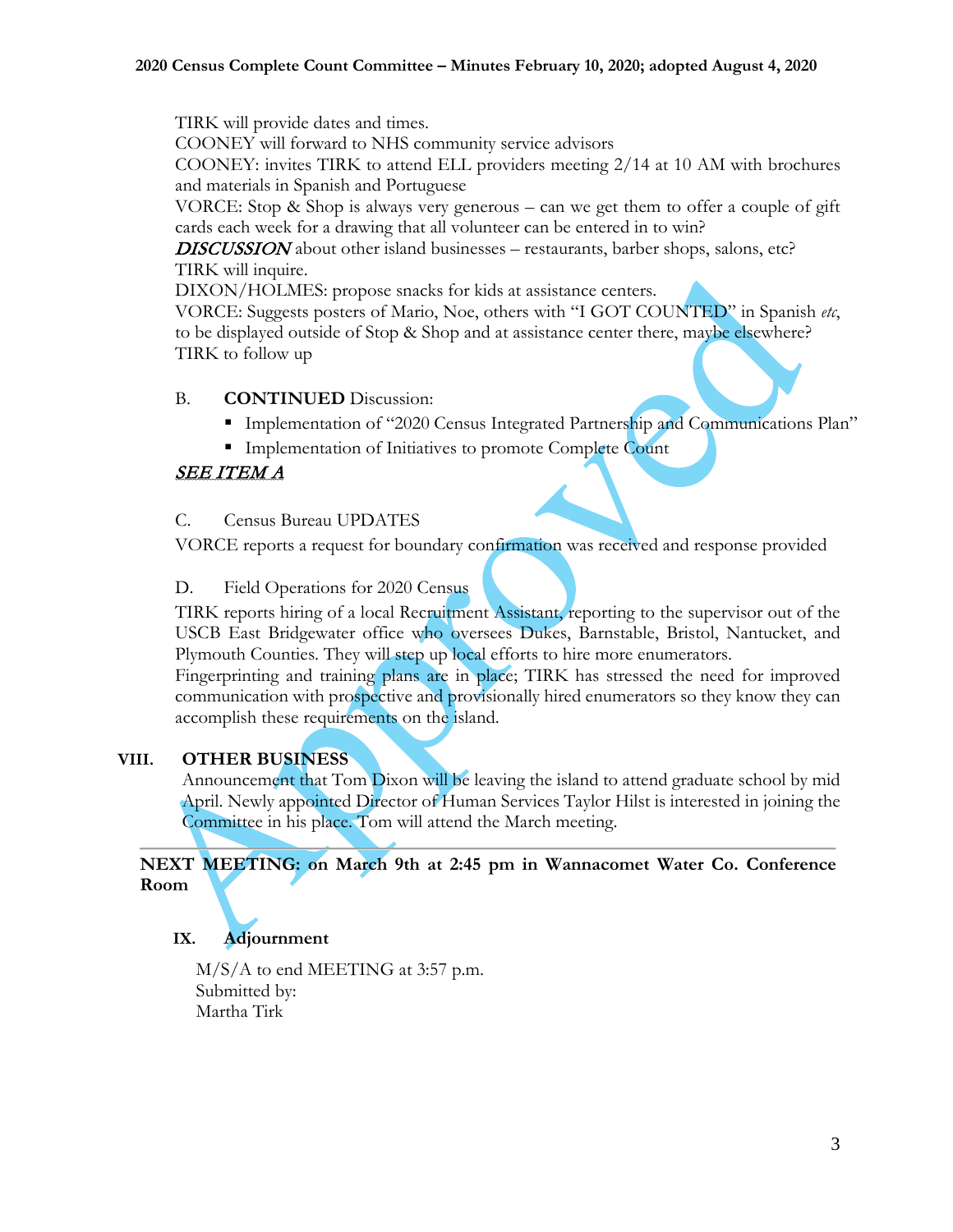TIRK will provide dates and times.
COONEY will forward to NHS community service advisors
COONEY: invites TIRK to attend ELL providers meeting 2/14 at 10 AM with brochures and materials in Spanish and Portuguese
VORCE: Stop & Shop is always very generous – can we get them to offer a couple of gift cards each week for a drawing that all volunteer can be entered in to win?
***DISCUSSION*** about other island businesses – restaurants, barber shops, salons, etc? TIRK will inquire.
DIXON/HOLMES: propose snacks for kids at assistance centers.
VORCE: Suggests posters of Mario, Noe, others with "I GOT COUNTED" in Spanish *etc*, to be displayed outside of Stop & Shop and at assistance center there, maybe elsewhere? TIRK to follow up

B. **CONTINUED** Discussion:

- Implementation of "2020 Census Integrated Partnership and Communications Plan"
- Implementation of Initiatives to promote Complete Count

***SEE ITEM A***

C. Census Bureau UPDATES

VORCE reports a request for boundary confirmation was received and response provided

D. Field Operations for 2020 Census

TIRK reports hiring of a local Recruitment Assistant, reporting to the supervisor out of the USCB East Bridgewater office who oversees Dukes, Barnstable, Bristol, Nantucket, and Plymouth Counties. They will step up local efforts to hire more enumerators.
Fingerprinting and training plans are in place; TIRK has stressed the need for improved communication with prospective and provisionally hired enumerators so they know they can accomplish these requirements on the island.

## VIII. OTHER BUSINESS

Announcement that Tom Dixon will be leaving the island to attend graduate school by mid April. Newly appointed Director of Human Services Taylor Hilst is interested in joining the Committee in his place. Tom will attend the March meeting.

---

**NEXT MEETING: on March 9th at 2:45 pm in Wannacomet Water Co. Conference Room**

## IX. Adjournment

M/S/A to end MEETING at 3:57 p.m.
Submitted by:
Martha Tirk